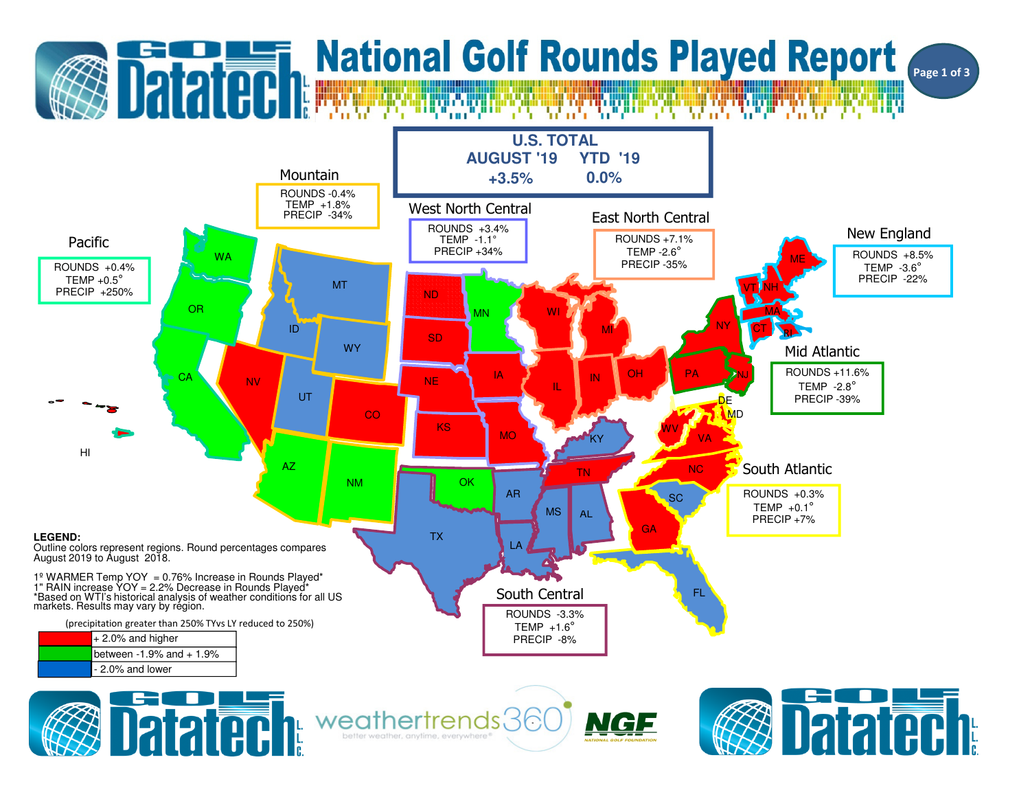# National Golf Rounds Played Report

## U.S. TOTAL

| AUGUST '19 | YTD '19 |
|---|---|
| +3.5% | 0.0% |

## Regions

### Pacific
ROUNDS +0.4%
TEMP +0.5°
PRECIP +250%

### Mountain
ROUNDS -0.4%
TEMP +1.8%
PRECIP -34%

### West North Central
ROUNDS +3.4%
TEMP -1.1°
PRECIP +34%

### East North Central
ROUNDS +7.1%
TEMP -2.6°
PRECIP -35%

### New England
ROUNDS +8.5%
TEMP -3.6°
PRECIP -22%

### Mid Atlantic
ROUNDS +11.6%
TEMP -2.8°
PRECIP -39%

### South Atlantic
ROUNDS +0.3%
TEMP +0.1°
PRECIP +7%

### South Central
ROUNDS -3.3%
TEMP +1.6°
PRECIP -8%

WA, OR, CA, HI, ID, MT, WY, NV, UT, CO, AZ, NM, ND, SD, NE, KS, MN, IA, MO, WI, MI, IL, IN, OH, KY, TN, MS, AL, AR, LA, OK, TX, ME, VT, NH, MA, CT, RI, NY, PA, NJ, DE, MD, WV, VA, NC, SC, GA, FL

**LEGEND:**
Outline colors represent regions. Round percentages compares August 2019 to August 2018.

1º WARMER Temp YOY = 0.76% Increase in Rounds Played*
1" RAIN increase YOY = 2.2% Decrease in Rounds Played*
*Based on WTI's historical analysis of weather conditions for all US markets. Results may vary by region.

(precipitation greater than 250% TYvs LY reduced to 250%)

| Color | Range |
|---|---|
| Red | + 2.0% and higher |
| Green | between -1.9% and + 1.9% |
| Blue | - 2.0% and lower |

Golf Datatech L.L.C. | weathertrends360 better weather, anytime, everywhere | NGF National Golf Foundation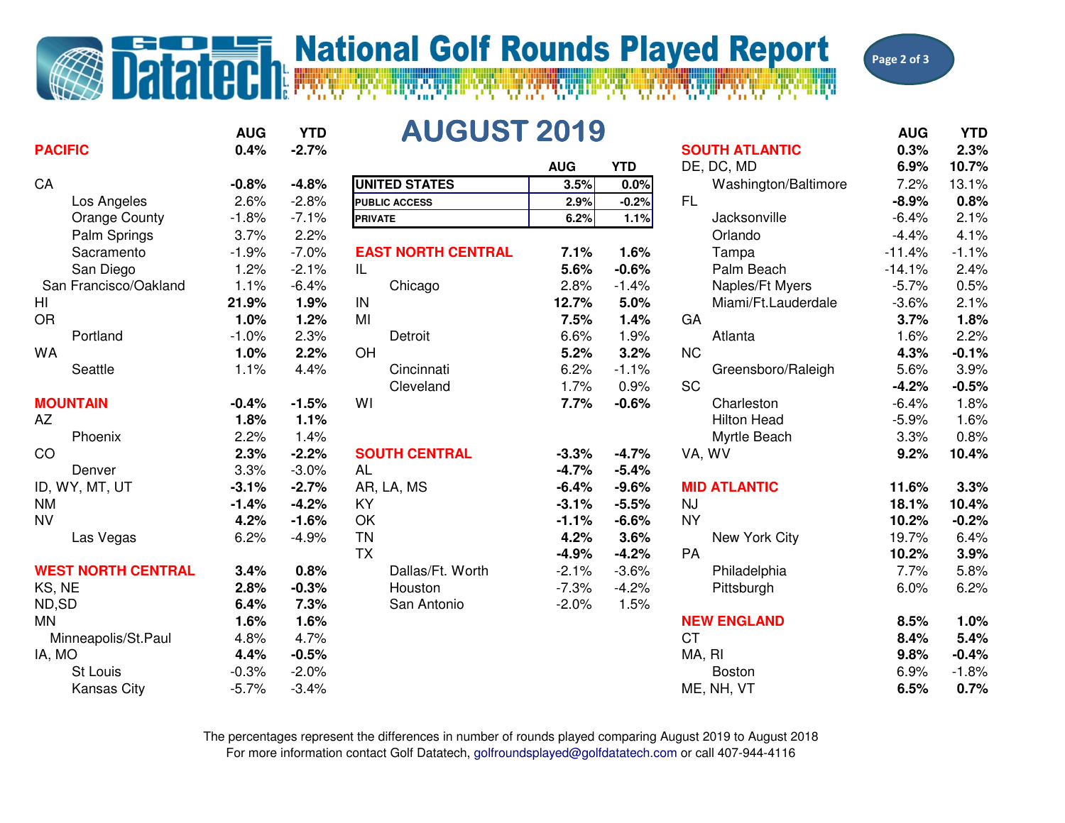# National Golf Rounds Played Report

## AUGUST 2019

| | AUG | YTD |
|---|---|---|
| **UNITED STATES** | 3.5% | 0.0% |
| **PUBLIC ACCESS** | 2.9% | -0.2% |
| **PRIVATE** | 6.2% | 1.1% |

| | AUG | YTD |
|---|---|---|
| **PACIFIC** | **0.4%** | **-2.7%** |
| CA | **-0.8%** | **-4.8%** |
| Los Angeles | 2.6% | -2.8% |
| Orange County | -1.8% | -7.1% |
| Palm Springs | 3.7% | 2.2% |
| Sacramento | -1.9% | -7.0% |
| San Diego | 1.2% | -2.1% |
| San Francisco/Oakland | 1.1% | -6.4% |
| HI | **21.9%** | **1.9%** |
| OR | **1.0%** | **1.2%** |
| Portland | -1.0% | 2.3% |
| WA | **1.0%** | **2.2%** |
| Seattle | 1.1% | 4.4% |
| **MOUNTAIN** | **-0.4%** | **-1.5%** |
| AZ | **1.8%** | **1.1%** |
| Phoenix | 2.2% | 1.4% |
| CO | **2.3%** | **-2.2%** |
| Denver | 3.3% | -3.0% |
| ID, WY, MT, UT | **-3.1%** | **-2.7%** |
| NM | **-1.4%** | **-4.2%** |
| NV | **4.2%** | **-1.6%** |
| Las Vegas | 6.2% | -4.9% |
| **WEST NORTH CENTRAL** | **3.4%** | **0.8%** |
| KS, NE | **2.8%** | **-0.3%** |
| ND,SD | **6.4%** | **7.3%** |
| MN | **1.6%** | **1.6%** |
| Minneapolis/St.Paul | 4.8% | 4.7% |
| IA, MO | **4.4%** | **-0.5%** |
| St Louis | -0.3% | -2.0% |
| Kansas City | -5.7% | -3.4% |

| | AUG | YTD |
|---|---|---|
| **EAST NORTH CENTRAL** | **7.1%** | **1.6%** |
| IL | **5.6%** | **-0.6%** |
| Chicago | 2.8% | -1.4% |
| IN | **12.7%** | **5.0%** |
| MI | **7.5%** | **1.4%** |
| Detroit | 6.6% | 1.9% |
| OH | **5.2%** | **3.2%** |
| Cincinnati | 6.2% | -1.1% |
| Cleveland | 1.7% | 0.9% |
| WI | **7.7%** | **-0.6%** |
| **SOUTH CENTRAL** | **-3.3%** | **-4.7%** |
| AL | **-4.7%** | **-5.4%** |
| AR, LA, MS | **-6.4%** | **-9.6%** |
| KY | **-3.1%** | **-5.5%** |
| OK | **-1.1%** | **-6.6%** |
| TN | **4.2%** | **3.6%** |
| TX | **-4.9%** | **-4.2%** |
| Dallas/Ft. Worth | -2.1% | -3.6% |
| Houston | -7.3% | -4.2% |
| San Antonio | -2.0% | 1.5% |

| | AUG | YTD |
|---|---|---|
| **SOUTH ATLANTIC** | **0.3%** | **2.3%** |
| DE, DC, MD | **6.9%** | **10.7%** |
| Washington/Baltimore | 7.2% | 13.1% |
| FL | **-8.9%** | **0.8%** |
| Jacksonville | -6.4% | 2.1% |
| Orlando | -4.4% | 4.1% |
| Tampa | -11.4% | -1.1% |
| Palm Beach | -14.1% | 2.4% |
| Naples/Ft Myers | -5.7% | 0.5% |
| Miami/Ft.Lauderdale | -3.6% | 2.1% |
| GA | **3.7%** | **1.8%** |
| Atlanta | 1.6% | 2.2% |
| NC | **4.3%** | **-0.1%** |
| Greensboro/Raleigh | 5.6% | 3.9% |
| SC | **-4.2%** | **-0.5%** |
| Charleston | -6.4% | 1.8% |
| Hilton Head | -5.9% | 1.6% |
| Myrtle Beach | 3.3% | 0.8% |
| VA, WV | **9.2%** | **10.4%** |
| **MID ATLANTIC** | **11.6%** | **3.3%** |
| NJ | **18.1%** | **10.4%** |
| NY | **10.2%** | **-0.2%** |
| New York City | 19.7% | 6.4% |
| PA | **10.2%** | **3.9%** |
| Philadelphia | 7.7% | 5.8% |
| Pittsburgh | 6.0% | 6.2% |
| **NEW ENGLAND** | **8.5%** | **1.0%** |
| CT | **8.4%** | **5.4%** |
| MA, RI | **9.8%** | **-0.4%** |
| Boston | 6.9% | -1.8% |
| ME, NH, VT | **6.5%** | **0.7%** |

The percentages represent the differences in number of rounds played comparing August 2019 to August 2018
For more information contact Golf Datatech, golfroundsplayed@golfdatatech.com or call 407-944-4116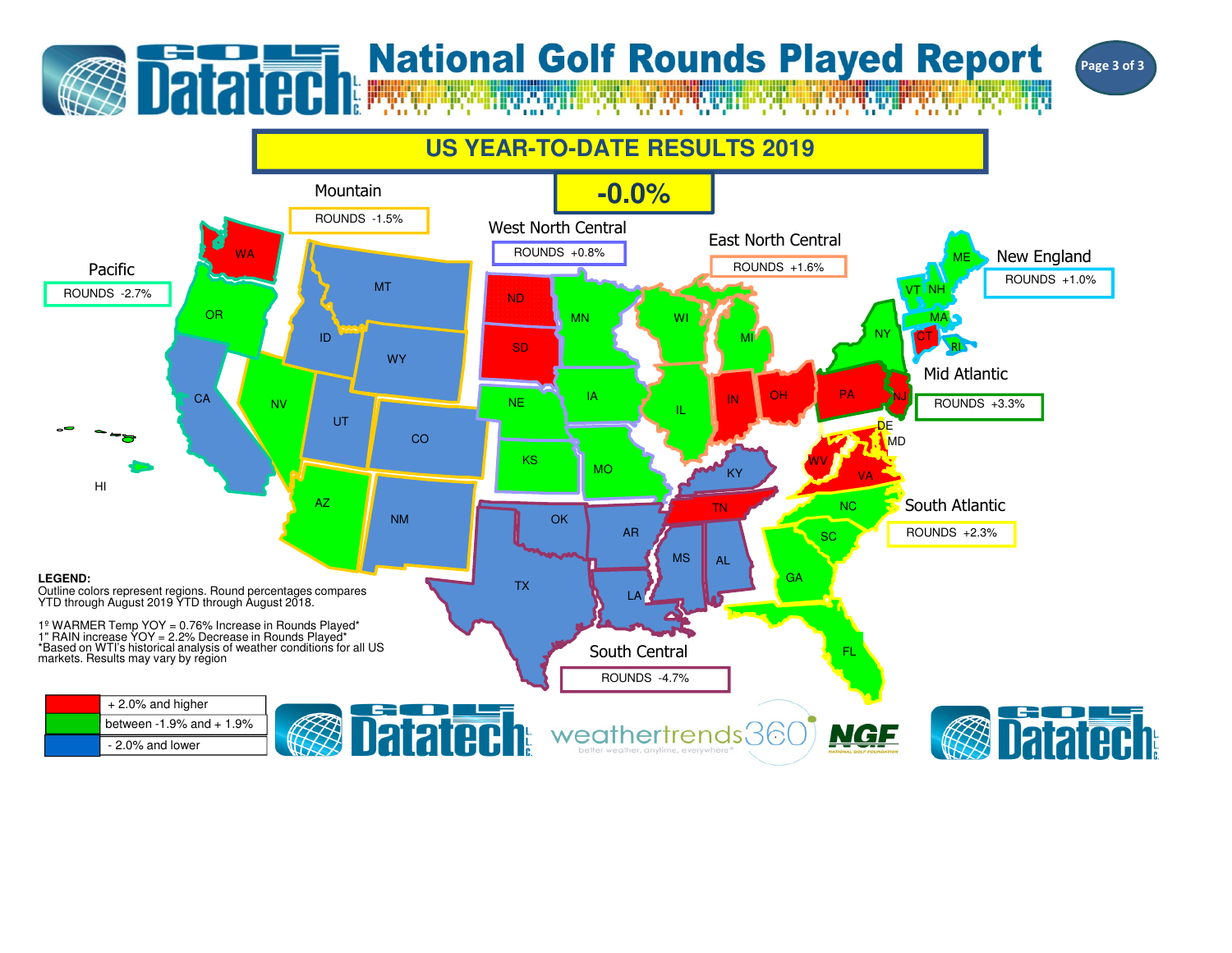# National Golf Rounds Played Report

## US YEAR-TO-DATE RESULTS 2019

**-0.0%**

Mountain
ROUNDS -1.5%

West North Central
ROUNDS +0.8%

East North Central
ROUNDS +1.6%

New England
ROUNDS +1.0%

Pacific
ROUNDS -2.7%

Mid Atlantic
ROUNDS +3.3%

South Atlantic
ROUNDS +2.3%

South Central
ROUNDS -4.7%

WA OR CA NV ID MT WY UT CO AZ NM HI ND SD NE KS MN IA MO WI IL MI IN OH KY TN PA NY NJ DE MD WV VA NC SC GA FL ME VT NH MA CT RI OK TX AR LA MS AL

**LEGEND:**
Outline colors represent regions. Round percentages compares YTD through August 2019 YTD through August 2018.

1º WARMER Temp YOY = 0.76% Increase in Rounds Played*
1" RAIN increase YOY = 2.2% Decrease in Rounds Played*
*Based on WTI's historical analysis of weather conditions for all US markets. Results may vary by region

+ 2.0% and higher
between -1.9% and + 1.9%
- 2.0% and lower

weathertrends360 better weather, anytime, everywhere
NGF NATIONAL GOLF FOUNDATION